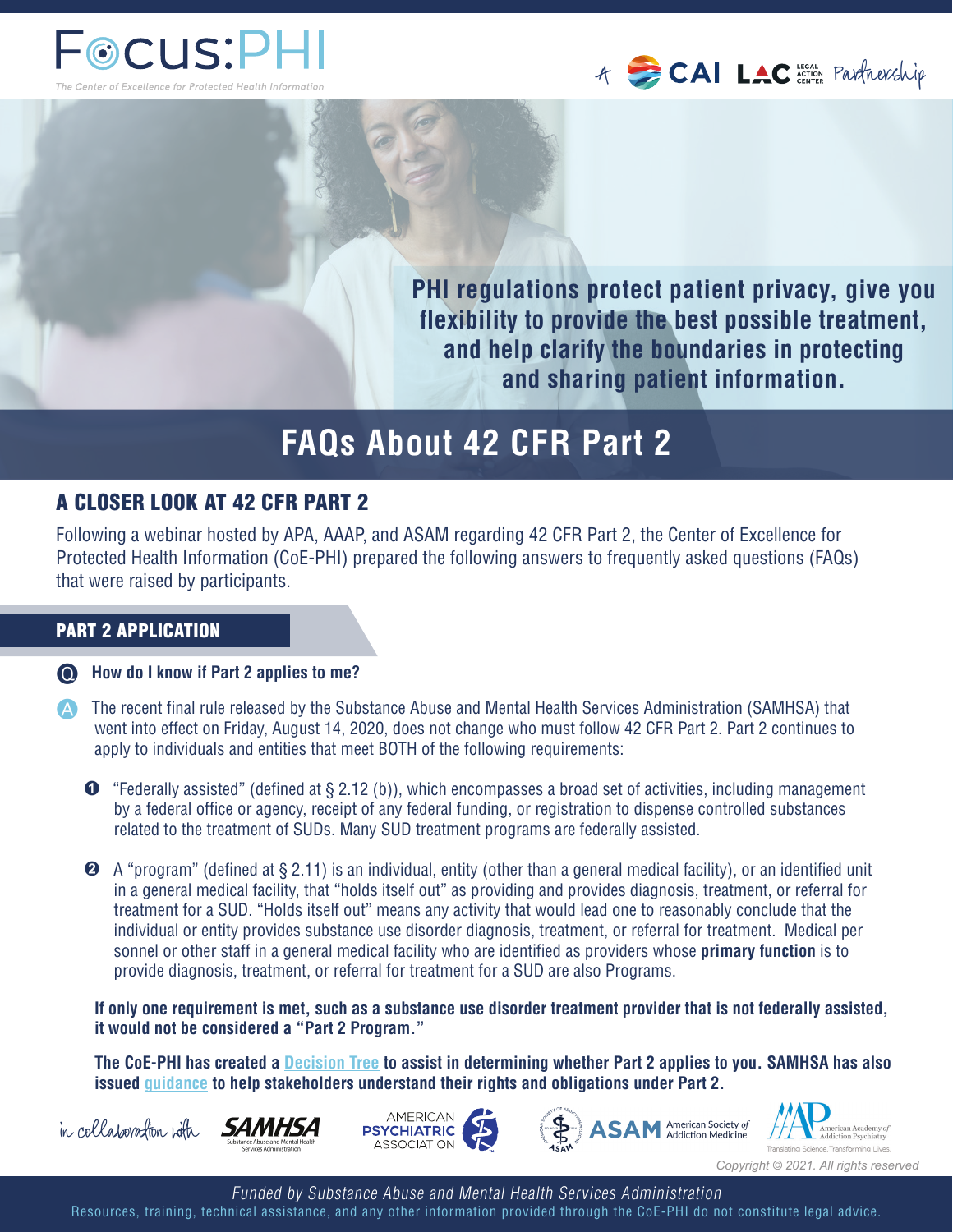Focus:PHI

*The Center of Excellence for Protected Health Information*

A CAI LAC Legal Action Center Partnership

**PHI regulations protect patient privacy, give you flexibility to provide the best possible treatment, and help clarify the boundaries in protecting and sharing patient information.**

# FAQs About 42 CFR Part 2

## A CLOSER LOOK AT 42 CFR PART 2

Following a webinar hosted by APA, AAAP, and ASAM regarding 42 CFR Part 2, the Center of Excellence for Protected Health Information (CoE-PHI) prepared the following answers to frequently asked questions (FAQs) that were raised by participants.

### PART 2 APPLICATION

**Q How do I know if Part 2 applies to me?**

A The recent final rule released by the Substance Abuse and Mental Health Services Administration (SAMHSA) that went into effect on Friday, August 14, 2020, does not change who must follow 42 CFR Part 2. Part 2 continues to apply to individuals and entities that meet BOTH of the following requirements:

1. "Federally assisted" (defined at § 2.12 (b)), which encompasses a broad set of activities, including management by a federal office or agency, receipt of any federal funding, or registration to dispense controlled substances related to the treatment of SUDs. Many SUD treatment programs are federally assisted.

2. A "program" (defined at § 2.11) is an individual, entity (other than a general medical facility), or an identified unit in a general medical facility, that "holds itself out" as providing and provides diagnosis, treatment, or referral for treatment for a SUD. "Holds itself out" means any activity that would lead one to reasonably conclude that the individual or entity provides substance use disorder diagnosis, treatment, or referral for treatment. Medical per sonnel or other staff in a general medical facility who are identified as providers whose **primary function** is to provide diagnosis, treatment, or referral for treatment for a SUD are also Programs.

**If only one requirement is met, such as a substance use disorder treatment provider that is not federally assisted, it would not be considered a "Part 2 Program."**

**The CoE-PHI has created a [Decision Tree] to assist in determining whether Part 2 applies to you. SAMHSA has also issued [guidance] to help stakeholders understand their rights and obligations under Part 2.**

*in collaboration with* SAMHSA (Substance Abuse and Mental Health Services Administration) · American Psychiatric Association · ASAM American Society of Addiction Medicine · AAAP American Academy of Addiction Psychiatry (Translating Science. Transforming Lives.)

*Copyright © 2021. All rights reserved*

*Funded by Substance Abuse and Mental Health Services Administration*

Resources, training, technical assistance, and any other information provided through the CoE-PHI do not constitute legal advice.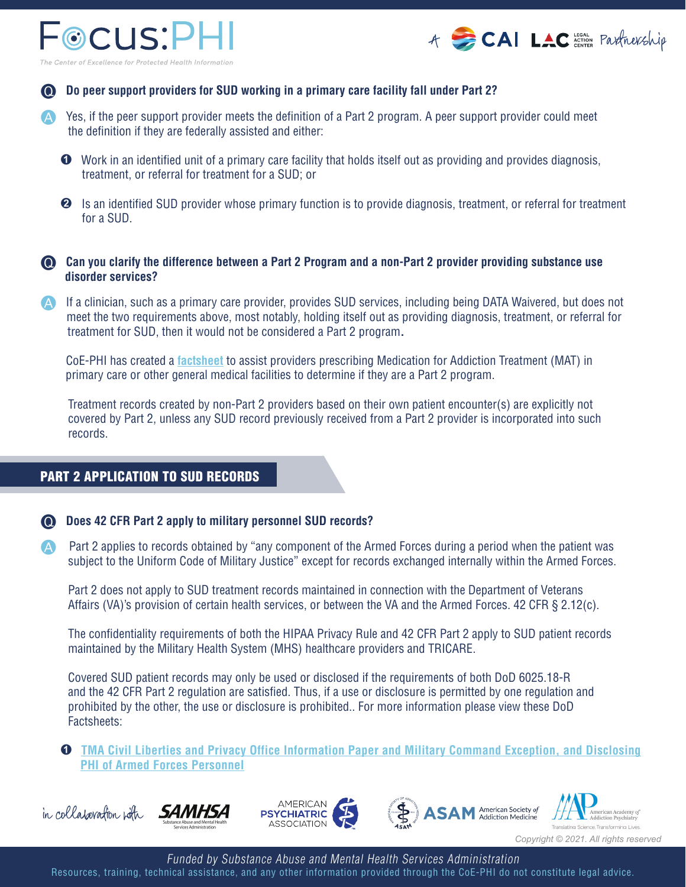**Q** **Do peer support providers for SUD working in a primary care facility fall under Part 2?**

**A** Yes, if the peer support provider meets the definition of a Part 2 program. A peer support provider could meet the definition if they are federally assisted and either:

1. Work in an identified unit of a primary care facility that holds itself out as providing and provides diagnosis, treatment, or referral for treatment for a SUD; or

2. Is an identified SUD provider whose primary function is to provide diagnosis, treatment, or referral for treatment for a SUD.

**Q** **Can you clarify the difference between a Part 2 Program and a non-Part 2 provider providing substance use disorder services?**

**A** If a clinician, such as a primary care provider, provides SUD services, including being DATA Waivered, but does not meet the two requirements above, most notably, holding itself out as providing diagnosis, treatment, or referral for treatment for SUD, then it would not be considered a Part 2 program.

CoE-PHI has created a factsheet to assist providers prescribing Medication for Addiction Treatment (MAT) in primary care or other general medical facilities to determine if they are a Part 2 program.

Treatment records created by non-Part 2 providers based on their own patient encounter(s) are explicitly not covered by Part 2, unless any SUD record previously received from a Part 2 provider is incorporated into such records.

## PART 2 APPLICATION TO SUD RECORDS

**Q** **Does 42 CFR Part 2 apply to military personnel SUD records?**

**A** Part 2 applies to records obtained by "any component of the Armed Forces during a period when the patient was subject to the Uniform Code of Military Justice" except for records exchanged internally within the Armed Forces.

Part 2 does not apply to SUD treatment records maintained in connection with the Department of Veterans Affairs (VA)'s provision of certain health services, or between the VA and the Armed Forces. 42 CFR § 2.12(c).

The confidentiality requirements of both the HIPAA Privacy Rule and 42 CFR Part 2 apply to SUD patient records maintained by the Military Health System (MHS) healthcare providers and TRICARE.

Covered SUD patient records may only be used or disclosed if the requirements of both DoD 6025.18-R and the 42 CFR Part 2 regulation are satisfied. Thus, if a use or disclosure is permitted by one regulation and prohibited by the other, the use or disclosure is prohibited.. For more information please view these DoD Factsheets:

1. TMA Civil Liberties and Privacy Office Information Paper and Military Command Exception, and Disclosing PHI of Armed Forces Personnel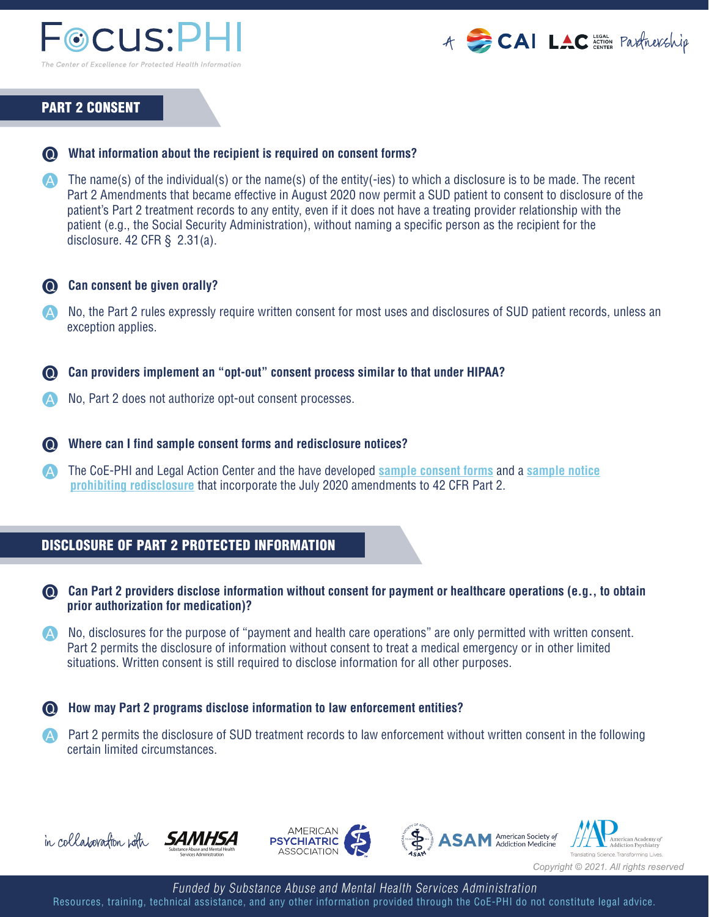## PART 2 CONSENT

**Q What information about the recipient is required on consent forms?**

A The name(s) of the individual(s) or the name(s) of the entity(-ies) to which a disclosure is to be made. The recent Part 2 Amendments that became effective in August 2020 now permit a SUD patient to consent to disclosure of the patient's Part 2 treatment records to any entity, even if it does not have a treating provider relationship with the patient (e.g., the Social Security Administration), without naming a specific person as the recipient for the disclosure. 42 CFR § 2.31(a).

**Q Can consent be given orally?**

A No, the Part 2 rules expressly require written consent for most uses and disclosures of SUD patient records, unless an exception applies.

**Q Can providers implement an "opt-out" consent process similar to that under HIPAA?**

A No, Part 2 does not authorize opt-out consent processes.

**Q Where can I find sample consent forms and redisclosure notices?**

A The CoE-PHI and Legal Action Center and the have developed **sample consent forms** and a **sample notice prohibiting redisclosure** that incorporate the July 2020 amendments to 42 CFR Part 2.

## DISCLOSURE OF PART 2 PROTECTED INFORMATION

**Q Can Part 2 providers disclose information without consent for payment or healthcare operations (e.g., to obtain prior authorization for medication)?**

A No, disclosures for the purpose of "payment and health care operations" are only permitted with written consent. Part 2 permits the disclosure of information without consent to treat a medical emergency or in other limited situations. Written consent is still required to disclose information for all other purposes.

**Q How may Part 2 programs disclose information to law enforcement entities?**

A Part 2 permits the disclosure of SUD treatment records to law enforcement without written consent in the following certain limited circumstances.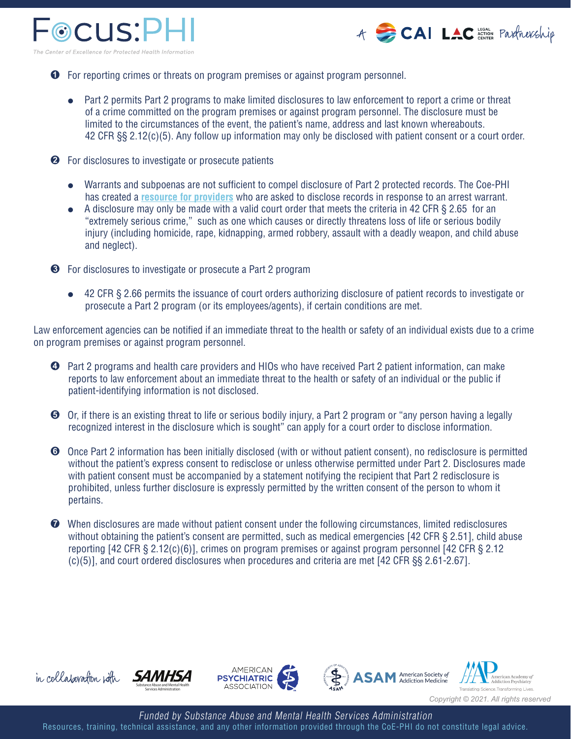❶ For reporting crimes or threats on program premises or against program personnel.

- Part 2 permits Part 2 programs to make limited disclosures to law enforcement to report a crime or threat of a crime committed on the program premises or against program personnel. The disclosure must be limited to the circumstances of the event, the patient's name, address and last known whereabouts. 42 CFR §§ 2.12(c)(5). Any follow up information may only be disclosed with patient consent or a court order.

❷ For disclosures to investigate or prosecute patients

- Warrants and subpoenas are not sufficient to compel disclosure of Part 2 protected records. The Coe-PHI has created a **resource for providers** who are asked to disclose records in response to an arrest warrant.
- A disclosure may only be made with a valid court order that meets the criteria in 42 CFR § 2.65 for an "extremely serious crime," such as one which causes or directly threatens loss of life or serious bodily injury (including homicide, rape, kidnapping, armed robbery, assault with a deadly weapon, and child abuse and neglect).

❸ For disclosures to investigate or prosecute a Part 2 program

- 42 CFR § 2.66 permits the issuance of court orders authorizing disclosure of patient records to investigate or prosecute a Part 2 program (or its employees/agents), if certain conditions are met.

Law enforcement agencies can be notified if an immediate threat to the health or safety of an individual exists due to a crime on program premises or against program personnel.

❹ Part 2 programs and health care providers and HIOs who have received Part 2 patient information, can make reports to law enforcement about an immediate threat to the health or safety of an individual or the public if patient-identifying information is not disclosed.

❺ Or, if there is an existing threat to life or serious bodily injury, a Part 2 program or "any person having a legally recognized interest in the disclosure which is sought" can apply for a court order to disclose information.

❻ Once Part 2 information has been initially disclosed (with or without patient consent), no redisclosure is permitted without the patient's express consent to redisclose or unless otherwise permitted under Part 2. Disclosures made with patient consent must be accompanied by a statement notifying the recipient that Part 2 redisclosure is prohibited, unless further disclosure is expressly permitted by the written consent of the person to whom it pertains.

❼ When disclosures are made without patient consent under the following circumstances, limited redisclosures without obtaining the patient's consent are permitted, such as medical emergencies [42 CFR § 2.51], child abuse reporting [42 CFR § 2.12(c)(6)], crimes on program premises or against program personnel [42 CFR § 2.12 (c)(5)], and court ordered disclosures when procedures and criteria are met [42 CFR §§ 2.61-2.67].

*Copyright © 2021. All rights reserved*

*Funded by Substance Abuse and Mental Health Services Administration*

Resources, training, technical assistance, and any other information provided through the CoE-PHI do not constitute legal advice.